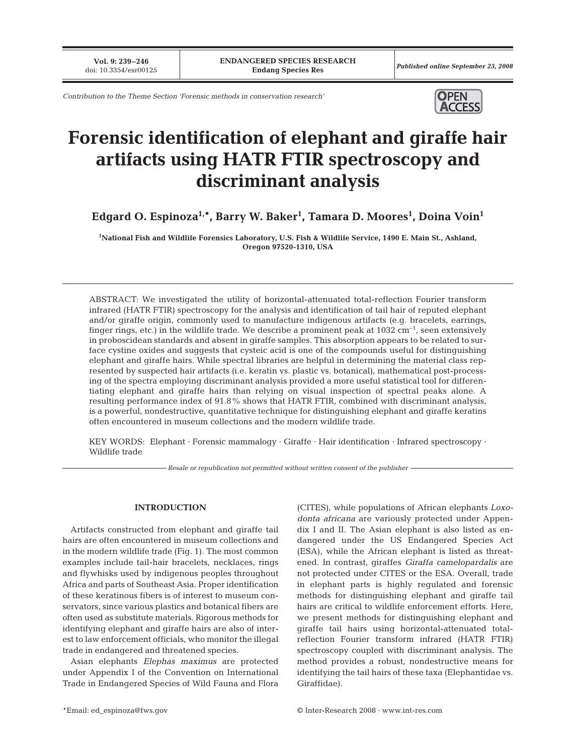Contribution to the Theme Section 'Forensic methods in conservation research'

# Forensic identification of elephant and giraffe hair artifacts using HATR FTIR spectroscopy and discriminant analysis

**Edgard O. Espinoza[1,*], Barry W. Baker[1], Tamara D. Moores[1], Doina Voin[1]**

[1]National Fish and Wildlife Forensics Laboratory, U.S. Fish & Wildlife Service, 1490 E. Main St., Ashland, Oregon 97520-1310, USA

ABSTRACT: We investigated the utility of horizontal-attenuated total-reflection Fourier transform infrared (HATR FTIR) spectroscopy for the analysis and identification of tail hair of reputed elephant and/or giraffe origin, commonly used to manufacture indigenous artifacts (e.g. bracelets, earrings, finger rings, etc.) in the wildlife trade. We describe a prominent peak at 1032 $cm^{-1}$, seen extensively in proboscidean standards and absent in giraffe samples. This absorption appears to be related to surface cystine oxides and suggests that cysteic acid is one of the compounds useful for distinguishing elephant and giraffe hairs. While spectral libraries are helpful in determining the material class represented by suspected hair artifacts (i.e. keratin vs. plastic vs. botanical), mathematical post-processing of the spectra employing discriminant analysis provided a more useful statistical tool for differentiating elephant and giraffe hairs than relying on visual inspection of spectral peaks alone. A resulting performance index of 91.8% shows that HATR FTIR, combined with discriminant analysis, is a powerful, nondestructive, quantitative technique for distinguishing elephant and giraffe keratins often encountered in museum collections and the modern wildlife trade.

KEY WORDS: Elephant · Forensic mammalogy · Giraffe · Hair identification · Infrared spectroscopy · Wildlife trade

*Resale or republication not permitted without written consent of the publisher*

## INTRODUCTION

Artifacts constructed from elephant and giraffe tail hairs are often encountered in museum collections and in the modern wildlife trade (Fig. 1). The most common examples include tail-hair bracelets, necklaces, rings and flywhisks used by indigenous peoples throughout Africa and parts of Southeast Asia. Proper identification of these keratinous fibers is of interest to museum conservators, since various plastics and botanical fibers are often used as substitute materials. Rigorous methods for identifying elephant and giraffe hairs are also of interest to law enforcement officials, who monitor the illegal trade in endangered and threatened species.

Asian elephants *Elephas maximus* are protected under Appendix I of the Convention on International Trade in Endangered Species of Wild Fauna and Flora (CITES), while populations of African elephants *Loxodonta africana* are variously protected under Appendix I and II. The Asian elephant is also listed as endangered under the US Endangered Species Act (ESA), while the African elephant is listed as threatened. In contrast, giraffes *Giraffa camelopardalis* are not protected under CITES or the ESA. Overall, trade in elephant parts is highly regulated and forensic methods for distinguishing elephant and giraffe tail hairs are critical to wildlife enforcement efforts. Here, we present methods for distinguishing elephant and giraffe tail hairs using horizontal-attenuated total-reflection Fourier transform infrared (HATR FTIR) spectroscopy coupled with discriminant analysis. The method provides a robust, nondestructive means for identifying the tail hairs of these taxa (Elephantidae vs. Giraffidae).

*Email: ed_espinoza@fws.gov

© Inter-Research 2008 · www.int-res.com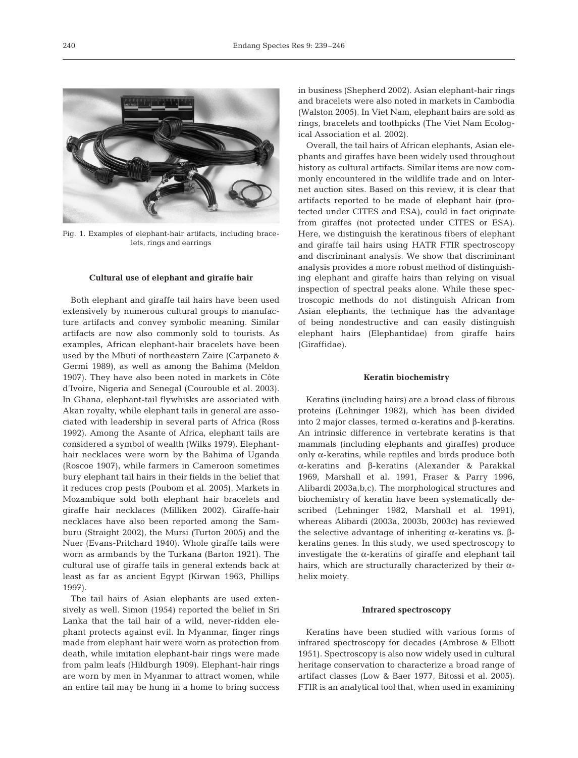Fig. 1. Examples of elephant-hair artifacts, including bracelets, rings and earrings

### Cultural use of elephant and giraffe hair

Both elephant and giraffe tail hairs have been used extensively by numerous cultural groups to manufacture artifacts and convey symbolic meaning. Similar artifacts are now also commonly sold to tourists. As examples, African elephant-hair bracelets have been used by the Mbuti of northeastern Zaire (Carpaneto & Germi 1989), as well as among the Bahima (Meldon 1907). They have also been noted in markets in Côte d'Ivoire, Nigeria and Senegal (Courouble et al. 2003). In Ghana, elephant-tail flywhisks are associated with Akan royalty, while elephant tails in general are associated with leadership in several parts of Africa (Ross 1992). Among the Asante of Africa, elephant tails are considered a symbol of wealth (Wilks 1979). Elephant-hair necklaces were worn by the Bahima of Uganda (Roscoe 1907), while farmers in Cameroon sometimes bury elephant tail hairs in their fields in the belief that it reduces crop pests (Poubom et al. 2005). Markets in Mozambique sold both elephant hair bracelets and giraffe hair necklaces (Milliken 2002). Giraffe-hair necklaces have also been reported among the Samburu (Straight 2002), the Mursi (Turton 2005) and the Nuer (Evans-Pritchard 1940). Whole giraffe tails were worn as armbands by the Turkana (Barton 1921). The cultural use of giraffe tails in general extends back at least as far as ancient Egypt (Kirwan 1963, Phillips 1997).

The tail hairs of Asian elephants are used extensively as well. Simon (1954) reported the belief in Sri Lanka that the tail hair of a wild, never-ridden elephant protects against evil. In Myanmar, finger rings made from elephant hair were worn as protection from death, while imitation elephant-hair rings were made from palm leafs (Hildburgh 1909). Elephant-hair rings are worn by men in Myanmar to attract women, while an entire tail may be hung in a home to bring success in business (Shepherd 2002). Asian elephant-hair rings and bracelets were also noted in markets in Cambodia (Walston 2005). In Viet Nam, elephant hairs are sold as rings, bracelets and toothpicks (The Viet Nam Ecological Association et al. 2002).

Overall, the tail hairs of African elephants, Asian elephants and giraffes have been widely used throughout history as cultural artifacts. Similar items are now commonly encountered in the wildlife trade and on Internet auction sites. Based on this review, it is clear that artifacts reported to be made of elephant hair (protected under CITES and ESA), could in fact originate from giraffes (not protected under CITES or ESA). Here, we distinguish the keratinous fibers of elephant and giraffe tail hairs using HATR FTIR spectroscopy and discriminant analysis. We show that discriminant analysis provides a more robust method of distinguishing elephant and giraffe hairs than relying on visual inspection of spectral peaks alone. While these spectroscopic methods do not distinguish African from Asian elephants, the technique has the advantage of being nondestructive and can easily distinguish elephant hairs (Elephantidae) from giraffe hairs (Giraffidae).

### Keratin biochemistry

Keratins (including hairs) are a broad class of fibrous proteins (Lehninger 1982), which has been divided into 2 major classes, termed α-keratins and β-keratins. An intrinsic difference in vertebrate keratins is that mammals (including elephants and giraffes) produce only α-keratins, while reptiles and birds produce both α-keratins and β-keratins (Alexander & Parakkal 1969, Marshall et al. 1991, Fraser & Parry 1996, Alibardi 2003a,b,c). The morphological structures and biochemistry of keratin have been systematically described (Lehninger 1982, Marshall et al. 1991), whereas Alibardi (2003a, 2003b, 2003c) has reviewed the selective advantage of inheriting α-keratins vs. β-keratins genes. In this study, we used spectroscopy to investigate the α-keratins of giraffe and elephant tail hairs, which are structurally characterized by their α-helix moiety.

### Infrared spectroscopy

Keratins have been studied with various forms of infrared spectroscopy for decades (Ambrose & Elliott 1951). Spectroscopy is also now widely used in cultural heritage conservation to characterize a broad range of artifact classes (Low & Baer 1977, Bitossi et al. 2005). FTIR is an analytical tool that, when used in examining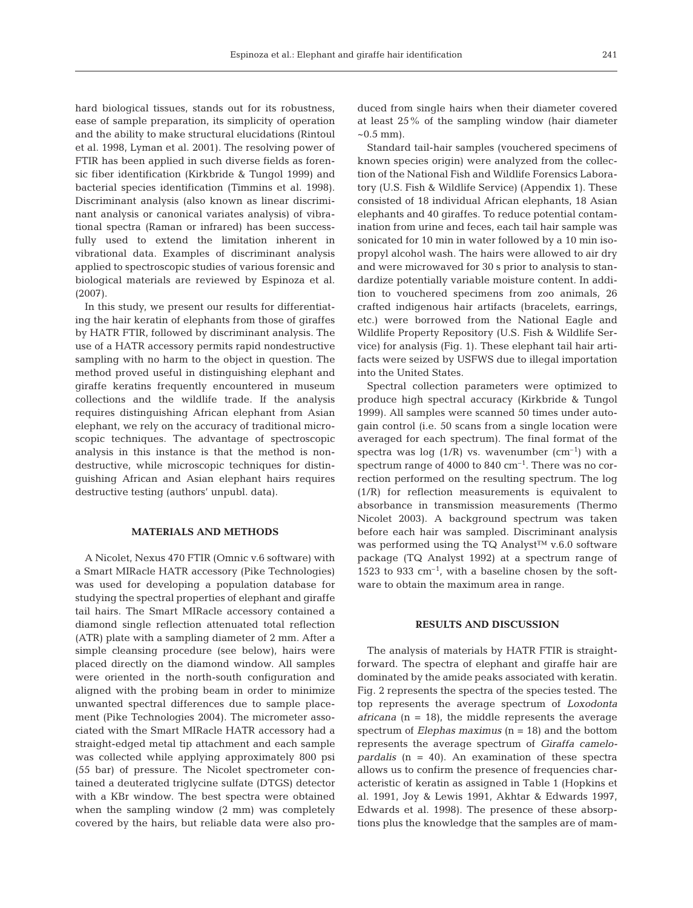hard biological tissues, stands out for its robustness, ease of sample preparation, its simplicity of operation and the ability to make structural elucidations (Rintoul et al. 1998, Lyman et al. 2001). The resolving power of FTIR has been applied in such diverse fields as forensic fiber identification (Kirkbride & Tungol 1999) and bacterial species identification (Timmins et al. 1998). Discriminant analysis (also known as linear discriminant analysis or canonical variates analysis) of vibrational spectra (Raman or infrared) has been successfully used to extend the limitation inherent in vibrational data. Examples of discriminant analysis applied to spectroscopic studies of various forensic and biological materials are reviewed by Espinoza et al. (2007).

In this study, we present our results for differentiating the hair keratin of elephants from those of giraffes by HATR FTIR, followed by discriminant analysis. The use of a HATR accessory permits rapid nondestructive sampling with no harm to the object in question. The method proved useful in distinguishing elephant and giraffe keratins frequently encountered in museum collections and the wildlife trade. If the analysis requires distinguishing African elephant from Asian elephant, we rely on the accuracy of traditional microscopic techniques. The advantage of spectroscopic analysis in this instance is that the method is nondestructive, while microscopic techniques for distinguishing African and Asian elephant hairs requires destructive testing (authors' unpubl. data).

## MATERIALS AND METHODS

A Nicolet, Nexus 470 FTIR (Omnic v.6 software) with a Smart MIRacle HATR accessory (Pike Technologies) was used for developing a population database for studying the spectral properties of elephant and giraffe tail hairs. The Smart MIRacle accessory contained a diamond single reflection attenuated total reflection (ATR) plate with a sampling diameter of 2 mm. After a simple cleansing procedure (see below), hairs were placed directly on the diamond window. All samples were oriented in the north-south configuration and aligned with the probing beam in order to minimize unwanted spectral differences due to sample placement (Pike Technologies 2004). The micrometer associated with the Smart MIRacle HATR accessory had a straight-edged metal tip attachment and each sample was collected while applying approximately 800 psi (55 bar) of pressure. The Nicolet spectrometer contained a deuterated triglycine sulfate (DTGS) detector with a KBr window. The best spectra were obtained when the sampling window (2 mm) was completely covered by the hairs, but reliable data were also produced from single hairs when their diameter covered at least 25% of the sampling window (hair diameter ~0.5 mm).

Standard tail-hair samples (vouchered specimens of known species origin) were analyzed from the collection of the National Fish and Wildlife Forensics Laboratory (U.S. Fish & Wildlife Service) (Appendix 1). These consisted of 18 individual African elephants, 18 Asian elephants and 40 giraffes. To reduce potential contamination from urine and feces, each tail hair sample was sonicated for 10 min in water followed by a 10 min isopropyl alcohol wash. The hairs were allowed to air dry and were microwaved for 30 s prior to analysis to standardize potentially variable moisture content. In addition to vouchered specimens from zoo animals, 26 crafted indigenous hair artifacts (bracelets, earrings, etc.) were borrowed from the National Eagle and Wildlife Property Repository (U.S. Fish & Wildlife Service) for analysis (Fig. 1). These elephant tail hair artifacts were seized by USFWS due to illegal importation into the United States.

Spectral collection parameters were optimized to produce high spectral accuracy (Kirkbride & Tungol 1999). All samples were scanned 50 times under autogain control (i.e. 50 scans from a single location were averaged for each spectrum). The final format of the spectra was log (1/R) vs. wavenumber ($cm^{-1}$) with a spectrum range of 4000 to 840 $cm^{-1}$. There was no correction performed on the resulting spectrum. The log (1/R) for reflection measurements is equivalent to absorbance in transmission measurements (Thermo Nicolet 2003). A background spectrum was taken before each hair was sampled. Discriminant analysis was performed using the TQ Analyst™ v.6.0 software package (TQ Analyst 1992) at a spectrum range of 1523 to 933 $cm^{-1}$, with a baseline chosen by the software to obtain the maximum area in range.

## RESULTS AND DISCUSSION

The analysis of materials by HATR FTIR is straightforward. The spectra of elephant and giraffe hair are dominated by the amide peaks associated with keratin. Fig. 2 represents the spectra of the species tested. The top represents the average spectrum of *Loxodonta africana* (n = 18), the middle represents the average spectrum of *Elephas maximus* (n = 18) and the bottom represents the average spectrum of *Giraffa camelopardalis* (n = 40). An examination of these spectra allows us to confirm the presence of frequencies characteristic of keratin as assigned in Table 1 (Hopkins et al. 1991, Joy & Lewis 1991, Akhtar & Edwards 1997, Edwards et al. 1998). The presence of these absorptions plus the knowledge that the samples are of mam-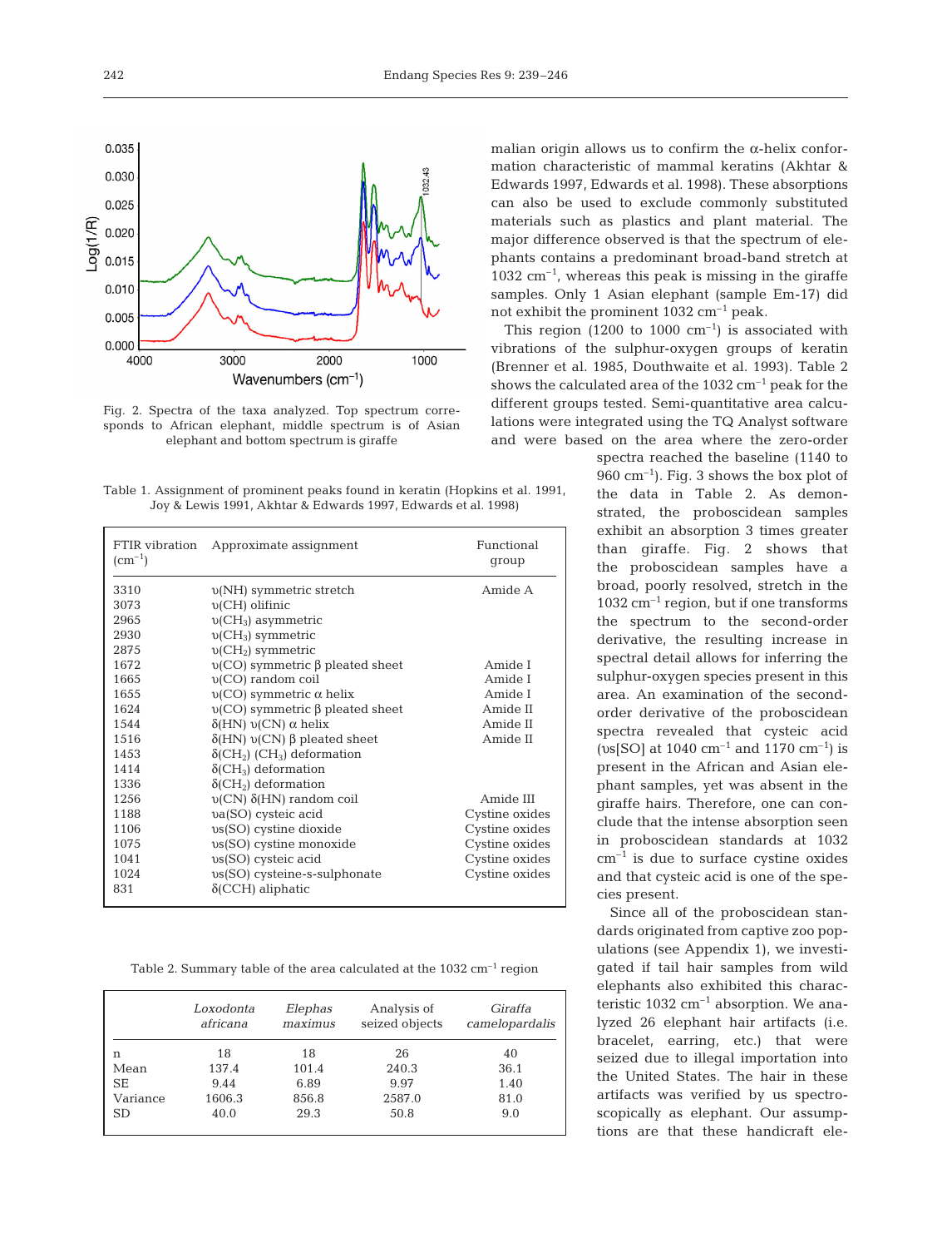0.035
0.030
0.025
0.020
0.015
0.010
0.005
0.000
Log(1/R)
4000
3000
2000
1000
Wavenumbers (cm$^{-1}$)
1032.43

Fig. 2. Spectra of the taxa analyzed. Top spectrum corresponds to African elephant, middle spectrum is of Asian elephant and bottom spectrum is giraffe

Table 1. Assignment of prominent peaks found in keratin (Hopkins et al. 1991, Joy & Lewis 1991, Akhtar & Edwards 1997, Edwards et al. 1998)

| FTIR vibration (cm$^{-1}$) | Approximate assignment | Functional group |
|---|---|---|
| 3310 | υ(NH) symmetric stretch | Amide A |
| 3073 | υ(CH) olifinic | |
| 2965 | υ($CH_3$) asymmetric | |
| 2930 | υ($CH_3$) symmetric | |
| 2875 | υ($CH_2$) symmetric | |
| 1672 | υ(CO) symmetric β pleated sheet | Amide I |
| 1665 | υ(CO) random coil | Amide I |
| 1655 | υ(CO) symmetric α helix | Amide I |
| 1624 | υ(CO) symmetric β pleated sheet | Amide II |
| 1544 | δ(HN) υ(CN) α helix | Amide II |
| 1516 | δ(HN) υ(CN) β pleated sheet | Amide II |
| 1453 | δ($CH_2$) ($CH_3$) deformation | |
| 1414 | δ($CH_3$) deformation | |
| 1336 | δ($CH_2$) deformation | |
| 1256 | υ(CN) δ(HN) random coil | Amide III |
| 1188 | υa(SO) cysteic acid | Cystine oxides |
| 1106 | υs(SO) cystine dioxide | Cystine oxides |
| 1075 | υs(SO) cystine monoxide | Cystine oxides |
| 1041 | υs(SO) cysteic acid | Cystine oxides |
| 1024 | υs(SO) cysteine-s-sulphonate | Cystine oxides |
| 831 | δ(CCH) aliphatic | |

Table 2. Summary table of the area calculated at the 1032 cm$^{-1}$ region

| | *Loxodonta africana* | *Elephas maximus* | Analysis of seized objects | *Giraffa camelopardalis* |
|---|---|---|---|---|
| n | 18 | 18 | 26 | 40 |
| Mean | 137.4 | 101.4 | 240.3 | 36.1 |
| SE | 9.44 | 6.89 | 9.97 | 1.40 |
| Variance | 1606.3 | 856.8 | 2587.0 | 81.0 |
| SD | 40.0 | 29.3 | 50.8 | 9.0 |

malian origin allows us to confirm the α-helix conformation characteristic of mammal keratins (Akhtar & Edwards 1997, Edwards et al. 1998). These absorptions can also be used to exclude commonly substituted materials such as plastics and plant material. The major difference observed is that the spectrum of elephants contains a predominant broad-band stretch at 1032 cm$^{-1}$, whereas this peak is missing in the giraffe samples. Only 1 Asian elephant (sample Em-17) did not exhibit the prominent 1032 cm$^{-1}$ peak.

This region (1200 to 1000 cm$^{-1}$) is associated with vibrations of the sulphur-oxygen groups of keratin (Brenner et al. 1985, Douthwaite et al. 1993). Table 2 shows the calculated area of the 1032 cm$^{-1}$ peak for the different groups tested. Semi-quantitative area calculations were integrated using the TQ Analyst software and were based on the area where the zero-order spectra reached the baseline (1140 to 960 cm$^{-1}$). Fig. 3 shows the box plot of the data in Table 2. As demonstrated, the proboscidean samples exhibit an absorption 3 times greater than giraffe. Fig. 2 shows that the proboscidean samples have a broad, poorly resolved, stretch in the 1032 cm$^{-1}$ region, but if one transforms the spectrum to the second-order derivative, the resulting increase in spectral detail allows for inferring the sulphur-oxygen species present in this area. An examination of the second-order derivative of the proboscidean spectra revealed that cysteic acid (υs[SO] at 1040 cm$^{-1}$ and 1170 cm$^{-1}$) is present in the African and Asian elephant samples, yet was absent in the giraffe hairs. Therefore, one can conclude that the intense absorption seen in proboscidean standards at 1032 cm$^{-1}$ is due to surface cystine oxides and that cysteic acid is one of the species present.

Since all of the proboscidean standards originated from captive zoo populations (see Appendix 1), we investigated if tail hair samples from wild elephants also exhibited this characteristic 1032 cm$^{-1}$ absorption. We analyzed 26 elephant hair artifacts (i.e. bracelet, earring, etc.) that were seized due to illegal importation into the United States. The hair in these artifacts was verified by us spectroscopically as elephant. Our assumptions are that these handicraft ele-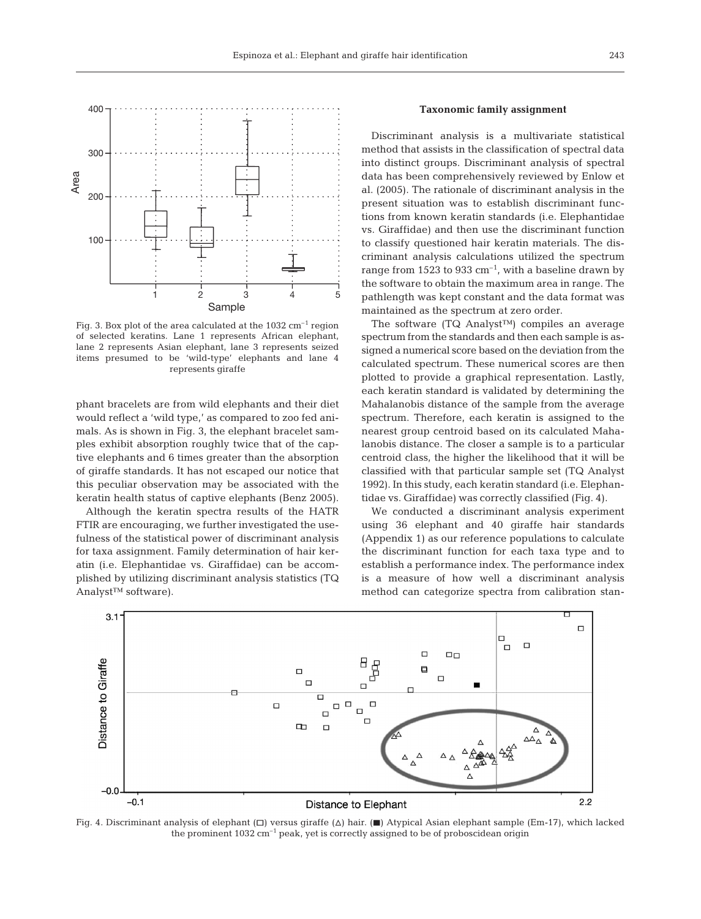400

300

Area

200

100

1 2 3 4 5

Sample

Fig. 3. Box plot of the area calculated at the 1032 $cm^{-1}$ region of selected keratins. Lane 1 represents African elephant, lane 2 represents Asian elephant, lane 3 represents seized items presumed to be 'wild-type' elephants and lane 4 represents giraffe

phant bracelets are from wild elephants and their diet would reflect a 'wild type,' as compared to zoo fed animals. As is shown in Fig. 3, the elephant bracelet samples exhibit absorption roughly twice that of the captive elephants and 6 times greater than the absorption of giraffe standards. It has not escaped our notice that this peculiar observation may be associated with the keratin health status of captive elephants (Benz 2005).

Although the keratin spectra results of the HATR FTIR are encouraging, we further investigated the usefulness of the statistical power of discriminant analysis for taxa assignment. Family determination of hair keratin (i.e. Elephantidae vs. Giraffidae) can be accomplished by utilizing discriminant analysis statistics (TQ Analyst™ software).

### Taxonomic family assignment

Discriminant analysis is a multivariate statistical method that assists in the classification of spectral data into distinct groups. Discriminant analysis of spectral data has been comprehensively reviewed by Enlow et al. (2005). The rationale of discriminant analysis in the present situation was to establish discriminant functions from known keratin standards (i.e. Elephantidae vs. Giraffidae) and then use the discriminant function to classify questioned hair keratin materials. The discriminant analysis calculations utilized the spectrum range from 1523 to 933 $cm^{-1}$, with a baseline drawn by the software to obtain the maximum area in range. The pathlength was kept constant and the data format was maintained as the spectrum at zero order.

The software (TQ Analyst™) compiles an average spectrum from the standards and then each sample is assigned a numerical score based on the deviation from the calculated spectrum. These numerical scores are then plotted to provide a graphical representation. Lastly, each keratin standard is validated by determining the Mahalanobis distance of the sample from the average spectrum. Therefore, each keratin is assigned to the nearest group centroid based on its calculated Mahalanobis distance. The closer a sample is to a particular centroid class, the higher the likelihood that it will be classified with that particular sample set (TQ Analyst 1992). In this study, each keratin standard (i.e. Elephantidae vs. Giraffidae) was correctly classified (Fig. 4).

We conducted a discriminant analysis experiment using 36 elephant and 40 giraffe hair standards (Appendix 1) as our reference populations to calculate the discriminant function for each taxa type and to establish a performance index. The performance index is a measure of how well a discriminant analysis method can categorize spectra from calibration stan-

3.1

Distance to Giraffe

-0.0

-0.1

Distance to Elephant

2.2

Fig. 4. Discriminant analysis of elephant (□) versus giraffe (△) hair. (■) Atypical Asian elephant sample (Em-17), which lacked the prominent 1032 $cm^{-1}$ peak, yet is correctly assigned to be of proboscidean origin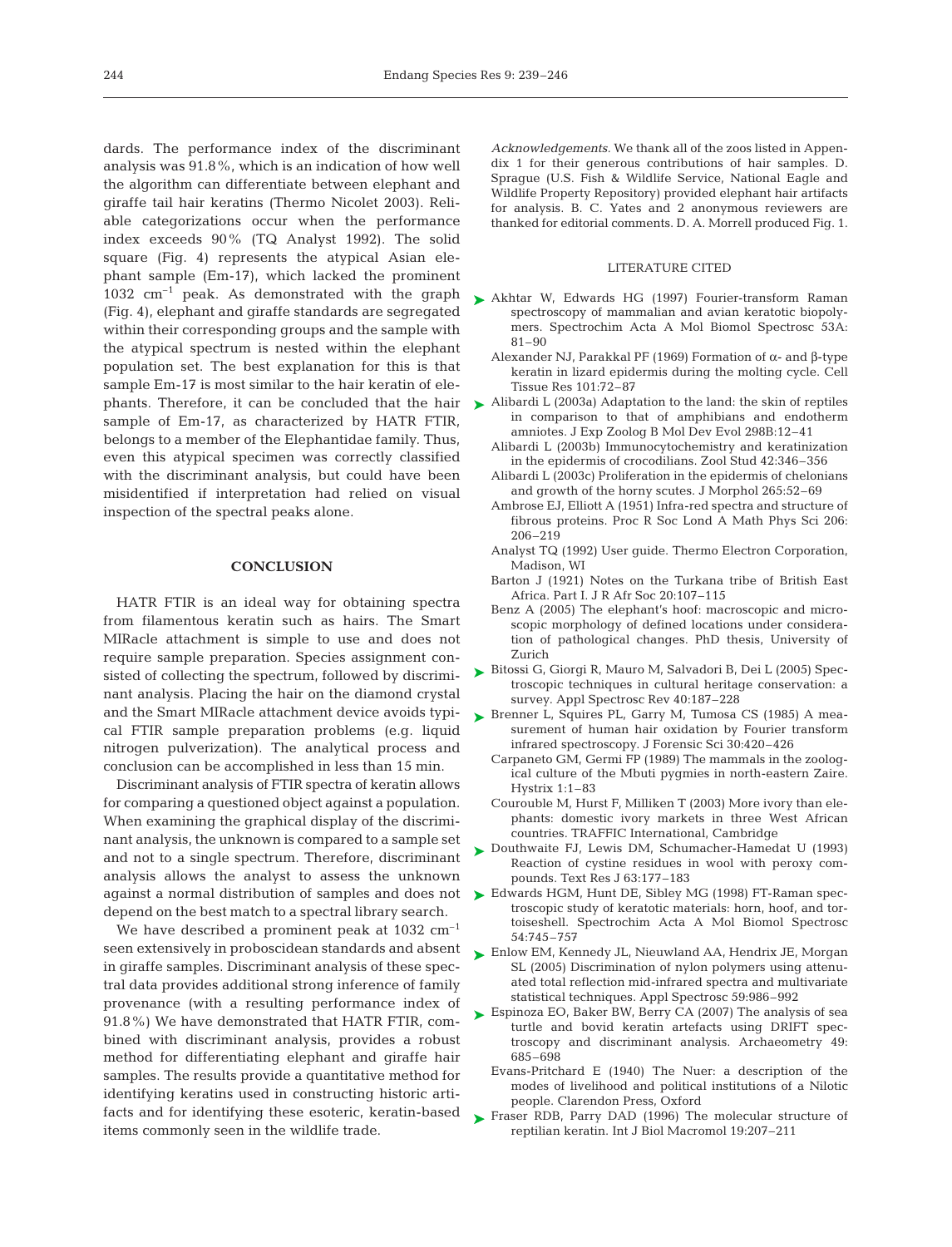dards. The performance index of the discriminant analysis was 91.8%, which is an indication of how well the algorithm can differentiate between elephant and giraffe tail hair keratins (Thermo Nicolet 2003). Reliable categorizations occur when the performance index exceeds 90% (TQ Analyst 1992). The solid square (Fig. 4) represents the atypical Asian elephant sample (Em-17), which lacked the prominent 1032 $cm^{-1}$ peak. As demonstrated with the graph (Fig. 4), elephant and giraffe standards are segregated within their corresponding groups and the sample with the atypical spectrum is nested within the elephant population set. The best explanation for this is that sample Em-17 is most similar to the hair keratin of elephants. Therefore, it can be concluded that the hair sample of Em-17, as characterized by HATR FTIR, belongs to a member of the Elephantidae family. Thus, even this atypical specimen was correctly classified with the discriminant analysis, but could have been misidentified if interpretation had relied on visual inspection of the spectral peaks alone.

## CONCLUSION

HATR FTIR is an ideal way for obtaining spectra from filamentous keratin such as hairs. The Smart MIRacle attachment is simple to use and does not require sample preparation. Species assignment consisted of collecting the spectrum, followed by discriminant analysis. Placing the hair on the diamond crystal and the Smart MIRacle attachment device avoids typical FTIR sample preparation problems (e.g. liquid nitrogen pulverization). The analytical process and conclusion can be accomplished in less than 15 min.

Discriminant analysis of FTIR spectra of keratin allows for comparing a questioned object against a population. When examining the graphical display of the discriminant analysis, the unknown is compared to a sample set and not to a single spectrum. Therefore, discriminant analysis allows the analyst to assess the unknown against a normal distribution of samples and does not depend on the best match to a spectral library search.

We have described a prominent peak at 1032 $cm^{-1}$ seen extensively in proboscidean standards and absent in giraffe samples. Discriminant analysis of these spectral data provides additional strong inference of family provenance (with a resulting performance index of 91.8%) We have demonstrated that HATR FTIR, combined with discriminant analysis, provides a robust method for differentiating elephant and giraffe hair samples. The results provide a quantitative method for identifying keratins used in constructing historic artifacts and for identifying these esoteric, keratin-based items commonly seen in the wildlife trade.

*Acknowledgements*. We thank all of the zoos listed in Appendix 1 for their generous contributions of hair samples. D. Sprague (U.S. Fish & Wildlife Service, National Eagle and Wildlife Property Repository) provided elephant hair artifacts for analysis. B. C. Yates and 2 anonymous reviewers are thanked for editorial comments. D. A. Morrell produced Fig. 1.

## LITERATURE CITED

- Akhtar W, Edwards HG (1997) Fourier-transform Raman spectroscopy of mammalian and avian keratotic biopolymers. Spectrochim Acta A Mol Biomol Spectrosc 53A: 81–90
- Alexander NJ, Parakkal PF (1969) Formation of α- and β-type keratin in lizard epidermis during the molting cycle. Cell Tissue Res 101:72–87
- Alibardi L (2003a) Adaptation to the land: the skin of reptiles in comparison to that of amphibians and endotherm amniotes. J Exp Zoolog B Mol Dev Evol 298B:12–41
- Alibardi L (2003b) Immunocytochemistry and keratinization in the epidermis of crocodilians. Zool Stud 42:346–356
- Alibardi L (2003c) Proliferation in the epidermis of chelonians and growth of the horny scutes. J Morphol 265:52–69
- Ambrose EJ, Elliott A (1951) Infra-red spectra and structure of fibrous proteins. Proc R Soc Lond A Math Phys Sci 206: 206–219
- Analyst TQ (1992) User guide. Thermo Electron Corporation, Madison, WI
- Barton J (1921) Notes on the Turkana tribe of British East Africa. Part I. J R Afr Soc 20:107–115
- Benz A (2005) The elephant's hoof: macroscopic and microscopic morphology of defined locations under consideration of pathological changes. PhD thesis, University of Zurich
- Bitossi G, Giorgi R, Mauro M, Salvadori B, Dei L (2005) Spectroscopic techniques in cultural heritage conservation: a survey. Appl Spectrosc Rev 40:187–228
- Brenner L, Squires PL, Garry M, Tumosa CS (1985) A measurement of human hair oxidation by Fourier transform infrared spectroscopy. J Forensic Sci 30:420–426
- Carpaneto GM, Germi FP (1989) The mammals in the zoological culture of the Mbuti pygmies in north-eastern Zaire. Hystrix 1:1–83
- Courouble M, Hurst F, Milliken T (2003) More ivory than elephants: domestic ivory markets in three West African countries. TRAFFIC International, Cambridge
- Douthwaite FJ, Lewis DM, Schumacher-Hamedat U (1993) Reaction of cystine residues in wool with peroxy compounds. Text Res J 63:177–183
- Edwards HGM, Hunt DE, Sibley MG (1998) FT-Raman spectroscopic study of keratotic materials: horn, hoof, and tortoiseshell. Spectrochim Acta A Mol Biomol Spectrosc 54:745–757
- Enlow EM, Kennedy JL, Nieuwland AA, Hendrix JE, Morgan SL (2005) Discrimination of nylon polymers using attenuated total reflection mid-infrared spectra and multivariate statistical techniques. Appl Spectrosc 59:986–992
- Espinoza EO, Baker BW, Berry CA (2007) The analysis of sea turtle and bovid keratin artefacts using DRIFT spectroscopy and discriminant analysis. Archaeometry 49: 685–698
- Evans-Pritchard E (1940) The Nuer: a description of the modes of livelihood and political institutions of a Nilotic people. Clarendon Press, Oxford
- Fraser RDB, Parry DAD (1996) The molecular structure of reptilian keratin. Int J Biol Macromol 19:207–211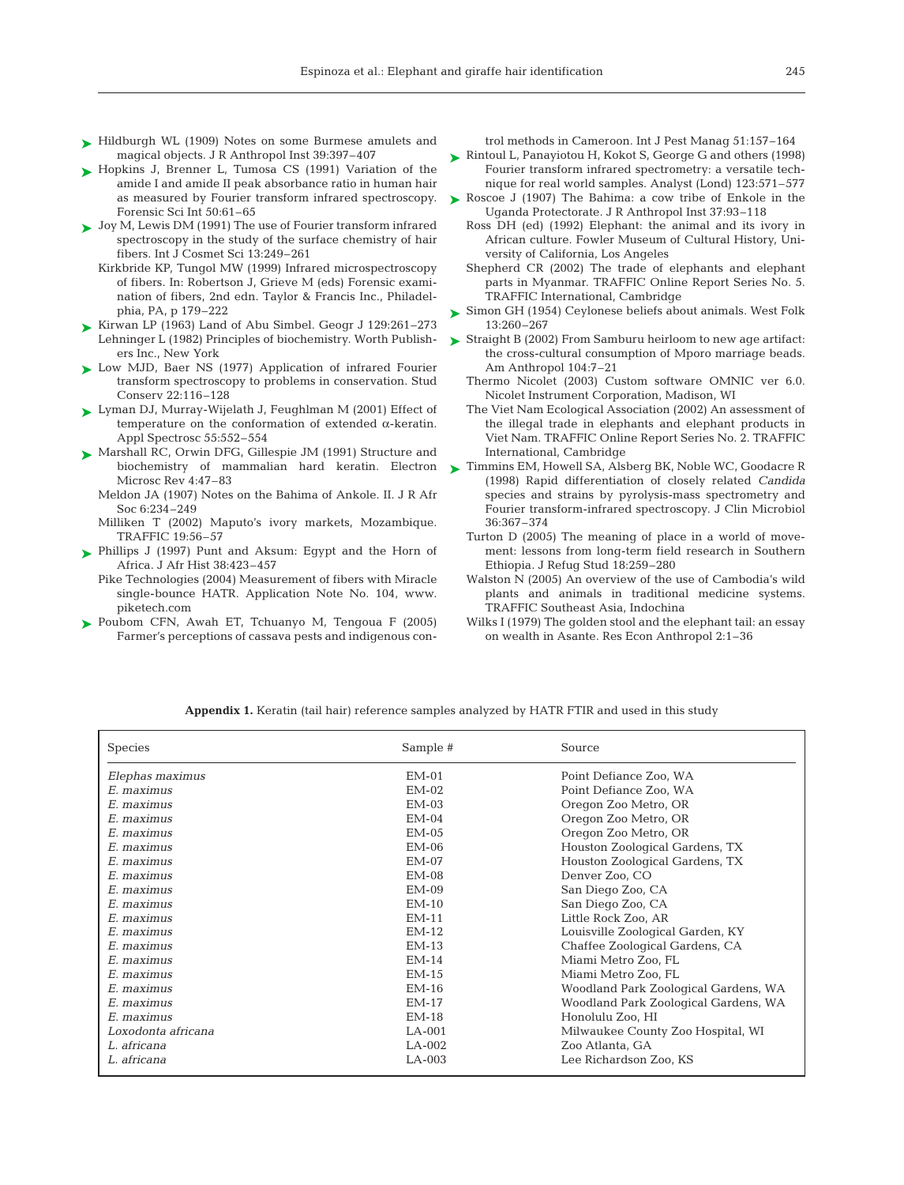Hildburgh WL (1909) Notes on some Burmese amulets and magical objects. J R Anthropol Inst 39:397–407

Hopkins J, Brenner L, Tumosa CS (1991) Variation of the amide I and amide II peak absorbance ratio in human hair as measured by Fourier transform infrared spectroscopy. Forensic Sci Int 50:61–65

Joy M, Lewis DM (1991) The use of Fourier transform infrared spectroscopy in the study of the surface chemistry of hair fibers. Int J Cosmet Sci 13:249–261

Kirkbride KP, Tungol MW (1999) Infrared microspectroscopy of fibers. In: Robertson J, Grieve M (eds) Forensic examination of fibers, 2nd edn. Taylor & Francis Inc., Philadelphia, PA, p 179–222

Kirwan LP (1963) Land of Abu Simbel. Geogr J 129:261–273

Lehninger L (1982) Principles of biochemistry. Worth Publishers Inc., New York

Low MJD, Baer NS (1977) Application of infrared Fourier transform spectroscopy to problems in conservation. Stud Conserv 22:116–128

Lyman DJ, Murray-Wijelath J, Feughlman M (2001) Effect of temperature on the conformation of extended α-keratin. Appl Spectrosc 55:552–554

Marshall RC, Orwin DFG, Gillespie JM (1991) Structure and biochemistry of mammalian hard keratin. Electron Microsc Rev 4:47–83

Meldon JA (1907) Notes on the Bahima of Ankole. II. J R Afr Soc 6:234–249

Milliken T (2002) Maputo's ivory markets, Mozambique. TRAFFIC 19:56–57

Phillips J (1997) Punt and Aksum: Egypt and the Horn of Africa. J Afr Hist 38:423–457

Pike Technologies (2004) Measurement of fibers with Miracle single-bounce HATR. Application Note No. 104, www.piketech.com

Poubom CFN, Awah ET, Tchuanyo M, Tengoua F (2005) Farmer's perceptions of cassava pests and indigenous control methods in Cameroon. Int J Pest Manag 51:157–164

Rintoul L, Panayiotou H, Kokot S, George G and others (1998) Fourier transform infrared spectrometry: a versatile technique for real world samples. Analyst (Lond) 123:571–577

Roscoe J (1907) The Bahima: a cow tribe of Enkole in the Uganda Protectorate. J R Anthropol Inst 37:93–118

Ross DH (ed) (1992) Elephant: the animal and its ivory in African culture. Fowler Museum of Cultural History, University of California, Los Angeles

Shepherd CR (2002) The trade of elephants and elephant parts in Myanmar. TRAFFIC Online Report Series No. 5. TRAFFIC International, Cambridge

Simon GH (1954) Ceylonese beliefs about animals. West Folk 13:260–267

Straight B (2002) From Samburu heirloom to new age artifact: the cross-cultural consumption of Mporo marriage beads. Am Anthropol 104:7–21

Thermo Nicolet (2003) Custom software OMNIC ver 6.0. Nicolet Instrument Corporation, Madison, WI

The Viet Nam Ecological Association (2002) An assessment of the illegal trade in elephants and elephant products in Viet Nam. TRAFFIC Online Report Series No. 2. TRAFFIC International, Cambridge

Timmins EM, Howell SA, Alsberg BK, Noble WC, Goodacre R (1998) Rapid differentiation of closely related *Candida* species and strains by pyrolysis-mass spectrometry and Fourier transform-infrared spectroscopy. J Clin Microbiol 36:367–374

Turton D (2005) The meaning of place in a world of movement: lessons from long-term field research in Southern Ethiopia. J Refug Stud 18:259–280

Walston N (2005) An overview of the use of Cambodia's wild plants and animals in traditional medicine systems. TRAFFIC Southeast Asia, Indochina

Wilks I (1979) The golden stool and the elephant tail: an essay on wealth in Asante. Res Econ Anthropol 2:1–36

**Appendix 1.** Keratin (tail hair) reference samples analyzed by HATR FTIR and used in this study

| Species | Sample # | Source |
|---|---|---|
| *Elephas maximus* | EM-01 | Point Defiance Zoo, WA |
| *E. maximus* | EM-02 | Point Defiance Zoo, WA |
| *E. maximus* | EM-03 | Oregon Zoo Metro, OR |
| *E. maximus* | EM-04 | Oregon Zoo Metro, OR |
| *E. maximus* | EM-05 | Oregon Zoo Metro, OR |
| *E. maximus* | EM-06 | Houston Zoological Gardens, TX |
| *E. maximus* | EM-07 | Houston Zoological Gardens, TX |
| *E. maximus* | EM-08 | Denver Zoo, CO |
| *E. maximus* | EM-09 | San Diego Zoo, CA |
| *E. maximus* | EM-10 | San Diego Zoo, CA |
| *E. maximus* | EM-11 | Little Rock Zoo, AR |
| *E. maximus* | EM-12 | Louisville Zoological Garden, KY |
| *E. maximus* | EM-13 | Chaffee Zoological Gardens, CA |
| *E. maximus* | EM-14 | Miami Metro Zoo, FL |
| *E. maximus* | EM-15 | Miami Metro Zoo, FL |
| *E. maximus* | EM-16 | Woodland Park Zoological Gardens, WA |
| *E. maximus* | EM-17 | Woodland Park Zoological Gardens, WA |
| *E. maximus* | EM-18 | Honolulu Zoo, HI |
| *Loxodonta africana* | LA-001 | Milwaukee County Zoo Hospital, WI |
| *L. africana* | LA-002 | Zoo Atlanta, GA |
| *L. africana* | LA-003 | Lee Richardson Zoo, KS |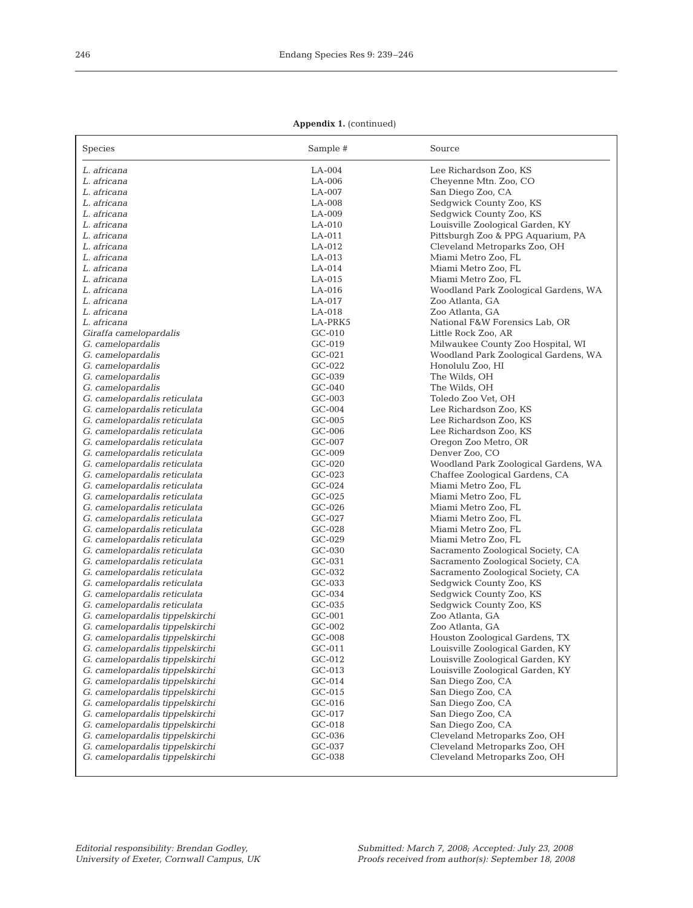**Appendix 1.** (continued)

| Species | Sample # | Source |
|---|---|---|
| *L. africana* | LA-004 | Lee Richardson Zoo, KS |
| *L. africana* | LA-006 | Cheyenne Mtn. Zoo, CO |
| *L. africana* | LA-007 | San Diego Zoo, CA |
| *L. africana* | LA-008 | Sedgwick County Zoo, KS |
| *L. africana* | LA-009 | Sedgwick County Zoo, KS |
| *L. africana* | LA-010 | Louisville Zoological Garden, KY |
| *L. africana* | LA-011 | Pittsburgh Zoo & PPG Aquarium, PA |
| *L. africana* | LA-012 | Cleveland Metroparks Zoo, OH |
| *L. africana* | LA-013 | Miami Metro Zoo, FL |
| *L. africana* | LA-014 | Miami Metro Zoo, FL |
| *L. africana* | LA-015 | Miami Metro Zoo, FL |
| *L. africana* | LA-016 | Woodland Park Zoological Gardens, WA |
| *L. africana* | LA-017 | Zoo Atlanta, GA |
| *L. africana* | LA-018 | Zoo Atlanta, GA |
| *L. africana* | LA-PRK5 | National F&W Forensics Lab, OR |
| *Giraffa camelopardalis* | GC-010 | Little Rock Zoo, AR |
| *G. camelopardalis* | GC-019 | Milwaukee County Zoo Hospital, WI |
| *G. camelopardalis* | GC-021 | Woodland Park Zoological Gardens, WA |
| *G. camelopardalis* | GC-022 | Honolulu Zoo, HI |
| *G. camelopardalis* | GC-039 | The Wilds, OH |
| *G. camelopardalis* | GC-040 | The Wilds, OH |
| *G. camelopardalis reticulata* | GC-003 | Toledo Zoo Vet, OH |
| *G. camelopardalis reticulata* | GC-004 | Lee Richardson Zoo, KS |
| *G. camelopardalis reticulata* | GC-005 | Lee Richardson Zoo, KS |
| *G. camelopardalis reticulata* | GC-006 | Lee Richardson Zoo, KS |
| *G. camelopardalis reticulata* | GC-007 | Oregon Zoo Metro, OR |
| *G. camelopardalis reticulata* | GC-009 | Denver Zoo, CO |
| *G. camelopardalis reticulata* | GC-020 | Woodland Park Zoological Gardens, WA |
| *G. camelopardalis reticulata* | GC-023 | Chaffee Zoological Gardens, CA |
| *G. camelopardalis reticulata* | GC-024 | Miami Metro Zoo, FL |
| *G. camelopardalis reticulata* | GC-025 | Miami Metro Zoo, FL |
| *G. camelopardalis reticulata* | GC-026 | Miami Metro Zoo, FL |
| *G. camelopardalis reticulata* | GC-027 | Miami Metro Zoo, FL |
| *G. camelopardalis reticulata* | GC-028 | Miami Metro Zoo, FL |
| *G. camelopardalis reticulata* | GC-029 | Miami Metro Zoo, FL |
| *G. camelopardalis reticulata* | GC-030 | Sacramento Zoological Society, CA |
| *G. camelopardalis reticulata* | GC-031 | Sacramento Zoological Society, CA |
| *G. camelopardalis reticulata* | GC-032 | Sacramento Zoological Society, CA |
| *G. camelopardalis reticulata* | GC-033 | Sedgwick County Zoo, KS |
| *G. camelopardalis reticulata* | GC-034 | Sedgwick County Zoo, KS |
| *G. camelopardalis reticulata* | GC-035 | Sedgwick County Zoo, KS |
| *G. camelopardalis tippelskirchi* | GC-001 | Zoo Atlanta, GA |
| *G. camelopardalis tippelskirchi* | GC-002 | Zoo Atlanta, GA |
| *G. camelopardalis tippelskirchi* | GC-008 | Houston Zoological Gardens, TX |
| *G. camelopardalis tippelskirchi* | GC-011 | Louisville Zoological Garden, KY |
| *G. camelopardalis tippelskirchi* | GC-012 | Louisville Zoological Garden, KY |
| *G. camelopardalis tippelskirchi* | GC-013 | Louisville Zoological Garden, KY |
| *G. camelopardalis tippelskirchi* | GC-014 | San Diego Zoo, CA |
| *G. camelopardalis tippelskirchi* | GC-015 | San Diego Zoo, CA |
| *G. camelopardalis tippelskirchi* | GC-016 | San Diego Zoo, CA |
| *G. camelopardalis tippelskirchi* | GC-017 | San Diego Zoo, CA |
| *G. camelopardalis tippelskirchi* | GC-018 | San Diego Zoo, CA |
| *G. camelopardalis tippelskirchi* | GC-036 | Cleveland Metroparks Zoo, OH |
| *G. camelopardalis tippelskirchi* | GC-037 | Cleveland Metroparks Zoo, OH |
| *G. camelopardalis tippelskirchi* | GC-038 | Cleveland Metroparks Zoo, OH |

*Editorial responsibility: Brendan Godley, University of Exeter, Cornwall Campus, UK*

*Submitted: March 7, 2008; Accepted: July 23, 2008*
*Proofs received from author(s): September 18, 2008*